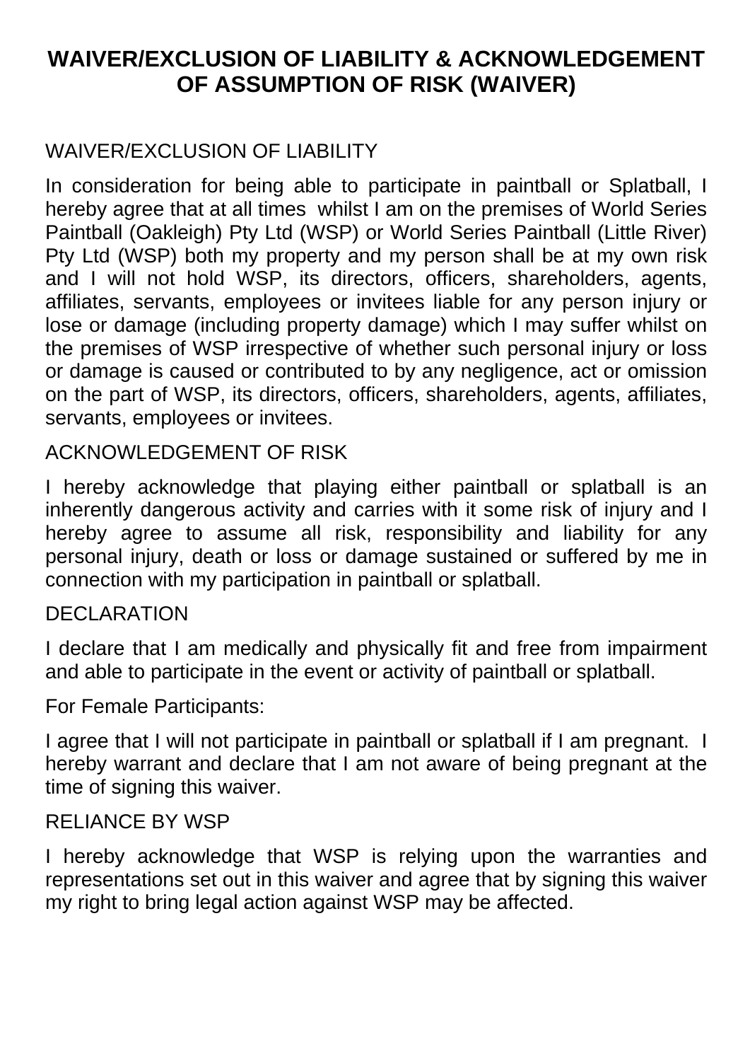# WAIVER/EXCLUSION OF LIABILITY & ACKNOWLEDGEMENT OF ASSUMPTION OF RISK (WAIVER)

## WAIVER/EXCLUSION OF LIABILITY

In consideration for being able to participate in paintball or Splatball, I hereby agree that at all times whilst I am on the premises of World Series Paintball (Oakleigh) Pty Ltd (WSP) or World Series Paintball (Little River) Pty Ltd (WSP) both my property and my person shall be at my own risk and I will not hold WSP, its directors, officers, shareholders, agents, affiliates, servants, employees or invitees liable for any person injury or lose or damage (including property damage) which I may suffer whilst on the premises of WSP irrespective of whether such personal injury or loss or damage is caused or contributed to by any negligence, act or omission on the part of WSP, its directors, officers, shareholders, agents, affiliates, servants, employees or invitees.

## ACKNOWLEDGEMENT OF RISK

I hereby acknowledge that playing either paintball or splatball is an inherently dangerous activity and carries with it some risk of injury and I hereby agree to assume all risk, responsibility and liability for any personal injury, death or loss or damage sustained or suffered by me in connection with my participation in paintball or splatball.

## DECLARATION

I declare that I am medically and physically fit and free from impairment and able to participate in the event or activity of paintball or splatball.

For Female Participants:

I agree that I will not participate in paintball or splatball if I am pregnant. I hereby warrant and declare that I am not aware of being pregnant at the time of signing this waiver.

## RELIANCE BY WSP

I hereby acknowledge that WSP is relying upon the warranties and representations set out in this waiver and agree that by signing this waiver my right to bring legal action against WSP may be affected.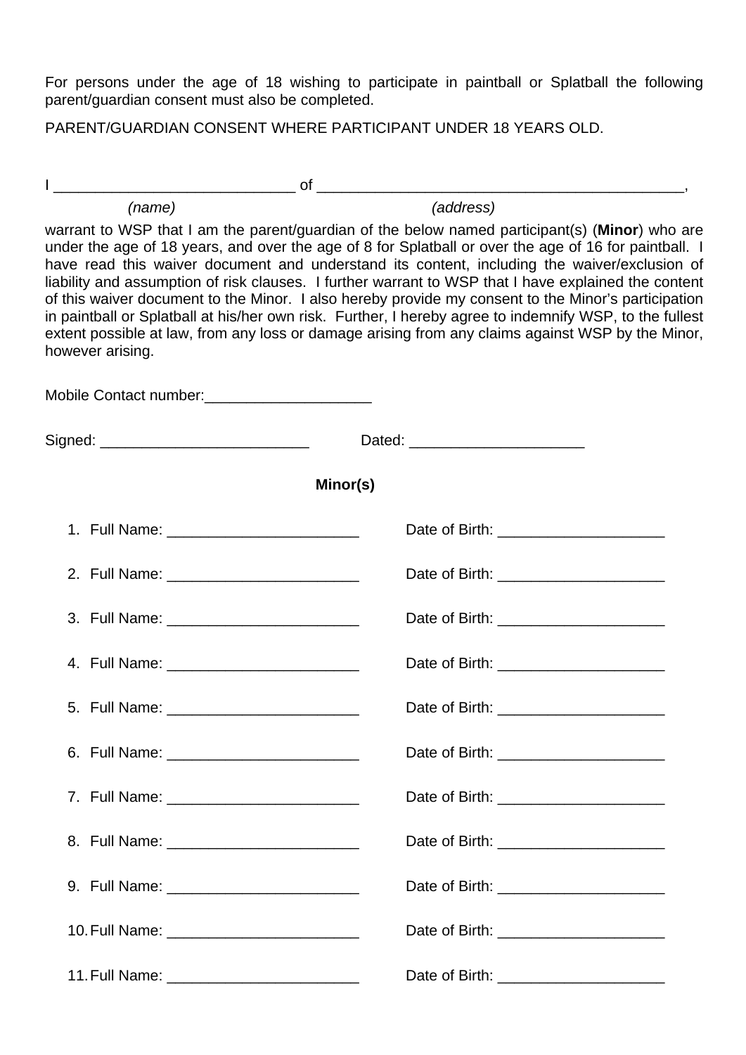For persons under the age of 18 wishing to participate in paintball or Splatball the following parent/guardian consent must also be completed.

PARENT/GUARDIAN CONSENT WHERE PARTICIPANT UNDER 18 YEARS OLD.

I _____________________________ of ____________________________________________,
*(name)* *(address)*

warrant to WSP that I am the parent/guardian of the below named participant(s) (**Minor**) who are under the age of 18 years, and over the age of 8 for Splatball or over the age of 16 for paintball. I have read this waiver document and understand its content, including the waiver/exclusion of liability and assumption of risk clauses. I further warrant to WSP that I have explained the content of this waiver document to the Minor. I also hereby provide my consent to the Minor's participation in paintball or Splatball at his/her own risk. Further, I hereby agree to indemnify WSP, to the fullest extent possible at law, from any loss or damage arising from any claims against WSP by the Minor, however arising.

Mobile Contact number:____________________

Signed: _________________________ Dated: _____________________

**Minor(s)**

1. Full Name: _______________________ Date of Birth: ____________________
2. Full Name: _______________________ Date of Birth: ____________________
3. Full Name: _______________________ Date of Birth: ____________________
4. Full Name: _______________________ Date of Birth: ____________________
5. Full Name: _______________________ Date of Birth: ____________________
6. Full Name: _______________________ Date of Birth: ____________________
7. Full Name: _______________________ Date of Birth: ____________________
8. Full Name: _______________________ Date of Birth: ____________________
9. Full Name: _______________________ Date of Birth: ____________________
10. Full Name: _______________________ Date of Birth: ____________________
11. Full Name: _______________________ Date of Birth: ____________________